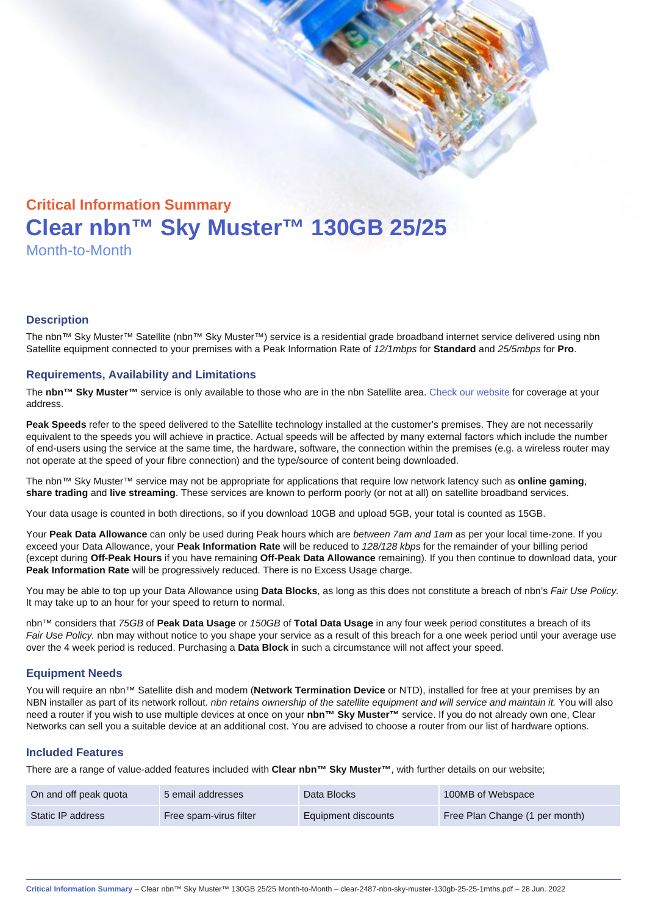## Critical Information Summary

# Clear nbn™ Sky Muster™ 130GB 25/25

Month-to-Month

### Description

The nbn™ Sky Muster™ Satellite (nbn™ Sky Muster™) service is a residential grade broadband internet service delivered using nbn Satellite equipment connected to your premises with a Peak Information Rate of *12/1mbps* for **Standard** and *25/5mbps* for **Pro**.

### Requirements, Availability and Limitations

The **nbn™ Sky Muster™** service is only available to those who are in the nbn Satellite area. Check our website for coverage at your address.

**Peak Speeds** refer to the speed delivered to the Satellite technology installed at the customer's premises. They are not necessarily equivalent to the speeds you will achieve in practice. Actual speeds will be affected by many external factors which include the number of end-users using the service at the same time, the hardware, software, the connection within the premises (e.g. a wireless router may not operate at the speed of your fibre connection) and the type/source of content being downloaded.

The nbn™ Sky Muster™ service may not be appropriate for applications that require low network latency such as **online gaming**, **share trading** and **live streaming**. These services are known to perform poorly (or not at all) on satellite broadband services.

Your data usage is counted in both directions, so if you download 10GB and upload 5GB, your total is counted as 15GB.

Your **Peak Data Allowance** can only be used during Peak hours which are *between 7am and 1am* as per your local time-zone. If you exceed your Data Allowance, your **Peak Information Rate** will be reduced to *128/128 kbps* for the remainder of your billing period (except during **Off-Peak Hours** if you have remaining **Off-Peak Data Allowance** remaining). If you then continue to download data, your **Peak Information Rate** will be progressively reduced. There is no Excess Usage charge.

You may be able to top up your Data Allowance using **Data Blocks**, as long as this does not constitute a breach of nbn's *Fair Use Policy*. It may take up to an hour for your speed to return to normal.

nbn™ considers that *75GB* of **Peak Data Usage** or *150GB* of **Total Data Usage** in any four week period constitutes a breach of its *Fair Use Policy.* nbn may without notice to you shape your service as a result of this breach for a one week period until your average use over the 4 week period is reduced. Purchasing a **Data Block** in such a circumstance will not affect your speed.

### Equipment Needs

You will require an nbn™ Satellite dish and modem (**Network Termination Device** or NTD), installed for free at your premises by an NBN installer as part of its network rollout. *nbn retains ownership of the satellite equipment and will service and maintain it.* You will also need a router if you wish to use multiple devices at once on your **nbn™ Sky Muster™** service. If you do not already own one, Clear Networks can sell you a suitable device at an additional cost. You are advised to choose a router from our list of hardware options.

### Included Features

There are a range of value-added features included with **Clear nbn™ Sky Muster™**, with further details on our website;

| | | | |
|---|---|---|---|
| On and off peak quota | 5 email addresses | Data Blocks | 100MB of Webspace |
| Static IP address | Free spam-virus filter | Equipment discounts | Free Plan Change (1 per month) |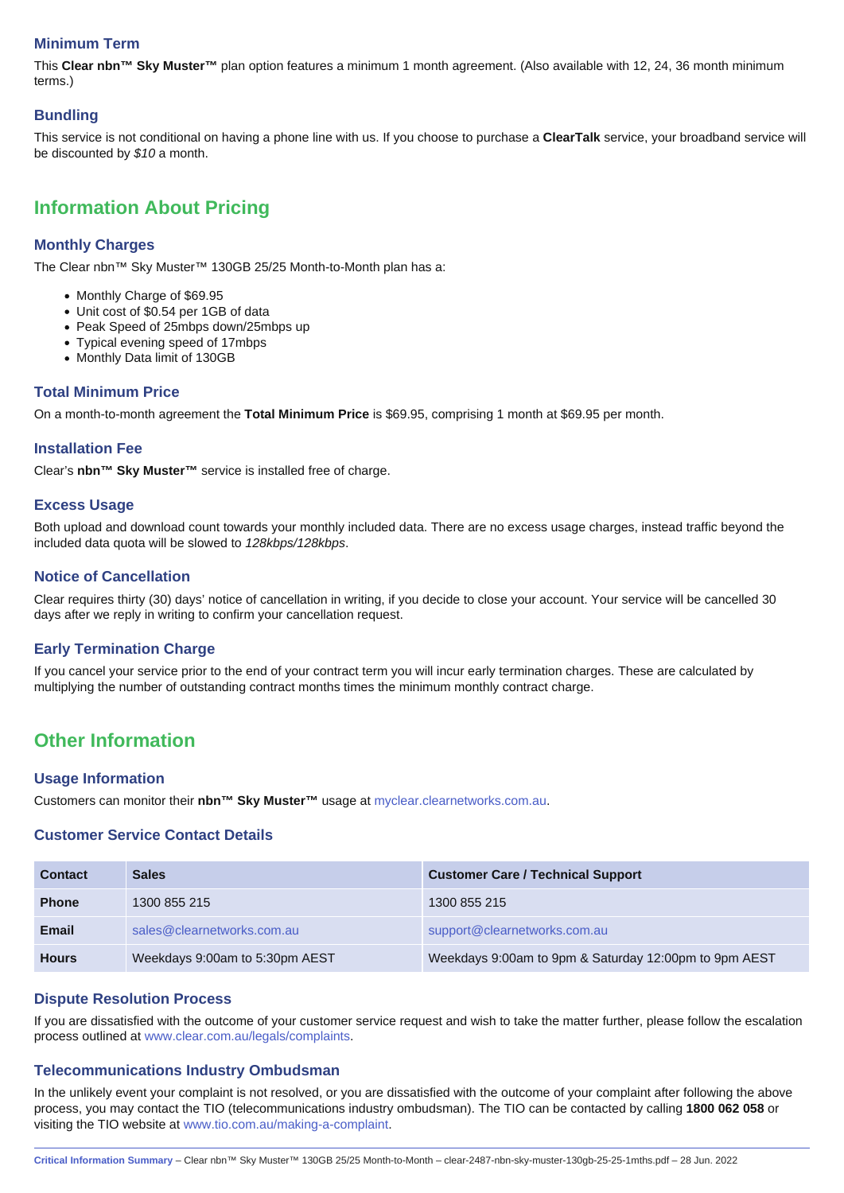### Minimum Term

This **Clear nbn™ Sky Muster™** plan option features a minimum 1 month agreement. (Also available with 12, 24, 36 month minimum terms.)

### Bundling

This service is not conditional on having a phone line with us. If you choose to purchase a **ClearTalk** service, your broadband service will be discounted by *$10* a month.

## Information About Pricing

### Monthly Charges

The Clear nbn™ Sky Muster™ 130GB 25/25 Month-to-Month plan has a:

- Monthly Charge of $69.95
- Unit cost of $0.54 per 1GB of data
- Peak Speed of 25mbps down/25mbps up
- Typical evening speed of 17mbps
- Monthly Data limit of 130GB

### Total Minimum Price

On a month-to-month agreement the **Total Minimum Price** is $69.95, comprising 1 month at $69.95 per month.

### Installation Fee

Clear's **nbn™ Sky Muster™** service is installed free of charge.

### Excess Usage

Both upload and download count towards your monthly included data. There are no excess usage charges, instead traffic beyond the included data quota will be slowed to *128kbps/128kbps*.

### Notice of Cancellation

Clear requires thirty (30) days' notice of cancellation in writing, if you decide to close your account. Your service will be cancelled 30 days after we reply in writing to confirm your cancellation request.

### Early Termination Charge

If you cancel your service prior to the end of your contract term you will incur early termination charges. These are calculated by multiplying the number of outstanding contract months times the minimum monthly contract charge.

## Other Information

### Usage Information

Customers can monitor their **nbn™ Sky Muster™** usage at myclear.clearnetworks.com.au.

### Customer Service Contact Details

| Contact | Sales | Customer Care / Technical Support |
|---|---|---|
| **Phone** | 1300 855 215 | 1300 855 215 |
| **Email** | sales@clearnetworks.com.au | support@clearnetworks.com.au |
| **Hours** | Weekdays 9:00am to 5:30pm AEST | Weekdays 9:00am to 9pm & Saturday 12:00pm to 9pm AEST |

### Dispute Resolution Process

If you are dissatisfied with the outcome of your customer service request and wish to take the matter further, please follow the escalation process outlined at www.clear.com.au/legals/complaints.

### Telecommunications Industry Ombudsman

In the unlikely event your complaint is not resolved, or you are dissatisfied with the outcome of your complaint after following the above process, you may contact the TIO (telecommunications industry ombudsman). The TIO can be contacted by calling **1800 062 058** or visiting the TIO website at www.tio.com.au/making-a-complaint.